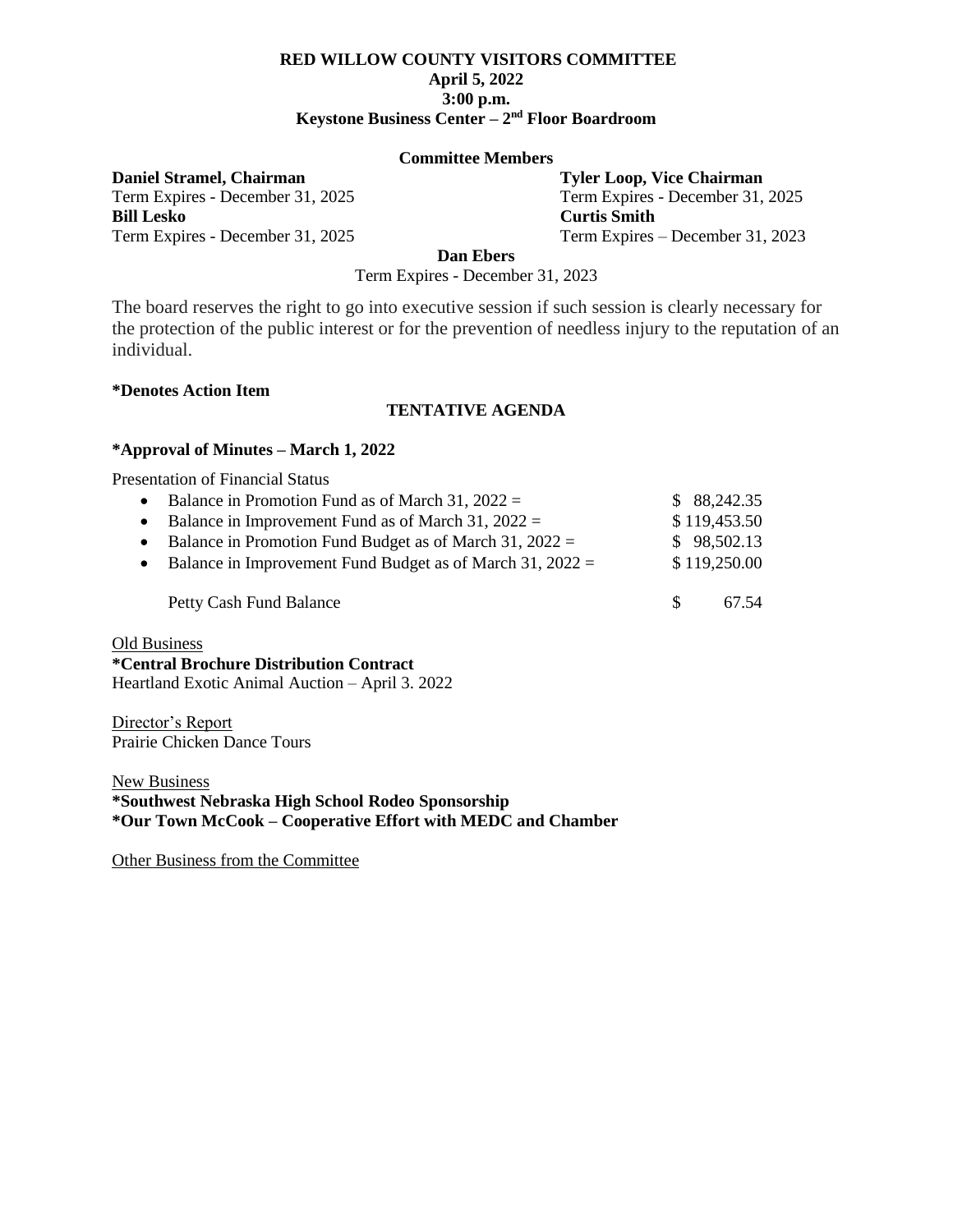**RED WILLOW COUNTY VISITORS COMMITTEE**
**April 5, 2022**
**3:00 p.m.**
**Keystone Business Center – 2nd Floor Boardroom**

**Committee Members**

**Daniel Stramel, Chairman**
Term Expires - December 31, 2025

**Tyler Loop, Vice Chairman**
Term Expires - December 31, 2025

**Bill Lesko**
Term Expires - December 31, 2025

**Curtis Smith**
Term Expires – December 31, 2023

**Dan Ebers**
Term Expires - December 31, 2023

The board reserves the right to go into executive session if such session is clearly necessary for the protection of the public interest or for the prevention of needless injury to the reputation of an individual.

**\*Denotes Action Item**

**TENTATIVE AGENDA**

**\*Approval of Minutes – March 1, 2022**

Presentation of Financial Status

- Balance in Promotion Fund as of March 31, 2022 = $ 88,242.35
- Balance in Improvement Fund as of March 31, 2022 = $ 119,453.50
- Balance in Promotion Fund Budget as of March 31, 2022 = $ 98,502.13
- Balance in Improvement Fund Budget as of March 31, 2022 = $ 119,250.00

Petty Cash Fund Balance $ 67.54

Old Business
**\*Central Brochure Distribution Contract**
Heartland Exotic Animal Auction – April 3. 2022

Director's Report
Prairie Chicken Dance Tours

New Business
**\*Southwest Nebraska High School Rodeo Sponsorship**
**\*Our Town McCook – Cooperative Effort with MEDC and Chamber**

Other Business from the Committee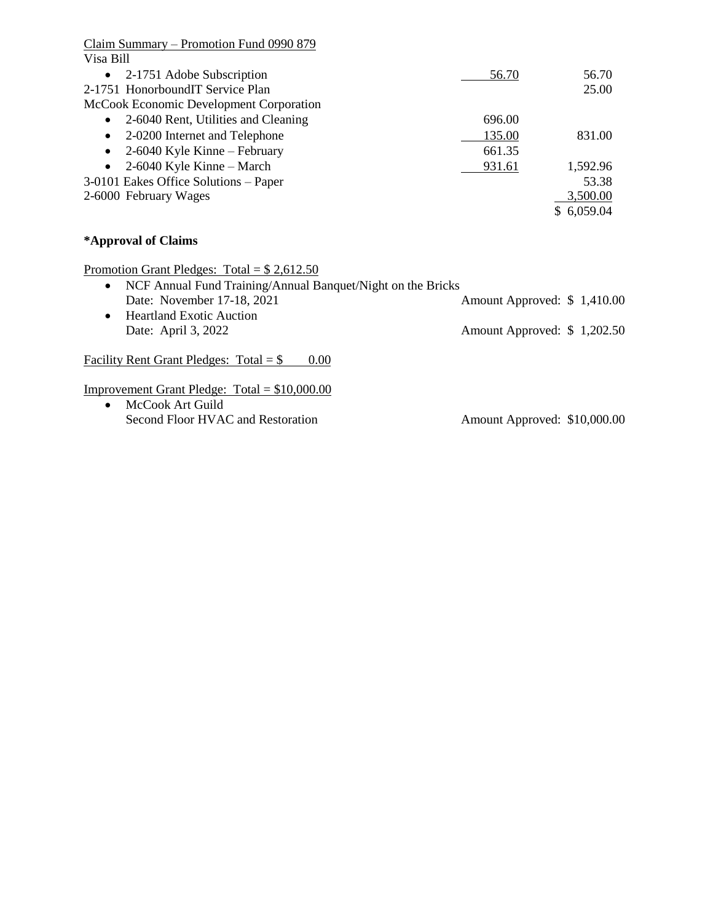Claim Summary – Promotion Fund 0990 879

| | | |
|---|---|---|
| Visa Bill | | |
| • 2-1751 Adobe Subscription | 56.70 | 56.70 |
| 2-1751 HonorboundIT Service Plan | | 25.00 |
| McCook Economic Development Corporation | | |
| • 2-6040 Rent, Utilities and Cleaning | 696.00 | |
| • 2-0200 Internet and Telephone | 135.00 | 831.00 |
| • 2-6040 Kyle Kinne – February | 661.35 | |
| • 2-6040 Kyle Kinne – March | 931.61 | 1,592.96 |
| 3-0101 Eakes Office Solutions – Paper | | 53.38 |
| 2-6000 February Wages | | 3,500.00 |
| | | $ 6,059.04 |

**\*Approval of Claims**

Promotion Grant Pledges: Total = $ 2,612.50

- NCF Annual Fund Training/Annual Banquet/Night on the Bricks
  Date: November 17-18, 2021 — Amount Approved: $ 1,410.00
- Heartland Exotic Auction
  Date: April 3, 2022 — Amount Approved: $ 1,202.50

Facility Rent Grant Pledges: Total = $ 0.00

Improvement Grant Pledge: Total = $10,000.00

- McCook Art Guild
  Second Floor HVAC and Restoration — Amount Approved: $10,000.00